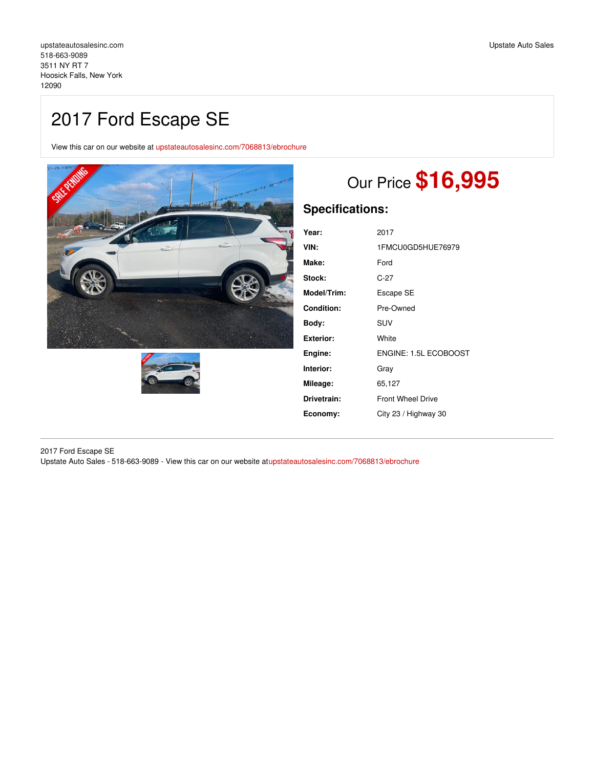upstateautosalesinc.com
518-663-9089
3511 NY RT 7
Hoosick Falls, New York
12090

Upstate Auto Sales

# 2017 Ford Escape SE

View this car on our website at upstateautosalesinc.com/7068813/ebrochure

Our Price **$16,995**

## Specifications:

| | |
|---|---|
| **Year:** | 2017 |
| **VIN:** | 1FMCU0GD5HUE76979 |
| **Make:** | Ford |
| **Stock:** | C-27 |
| **Model/Trim:** | Escape SE |
| **Condition:** | Pre-Owned |
| **Body:** | SUV |
| **Exterior:** | White |
| **Engine:** | ENGINE: 1.5L ECOBOOST |
| **Interior:** | Gray |
| **Mileage:** | 65,127 |
| **Drivetrain:** | Front Wheel Drive |
| **Economy:** | City 23 / Highway 30 |

---

2017 Ford Escape SE
Upstate Auto Sales - 518-663-9089 - View this car on our website at upstateautosalesinc.com/7068813/ebrochure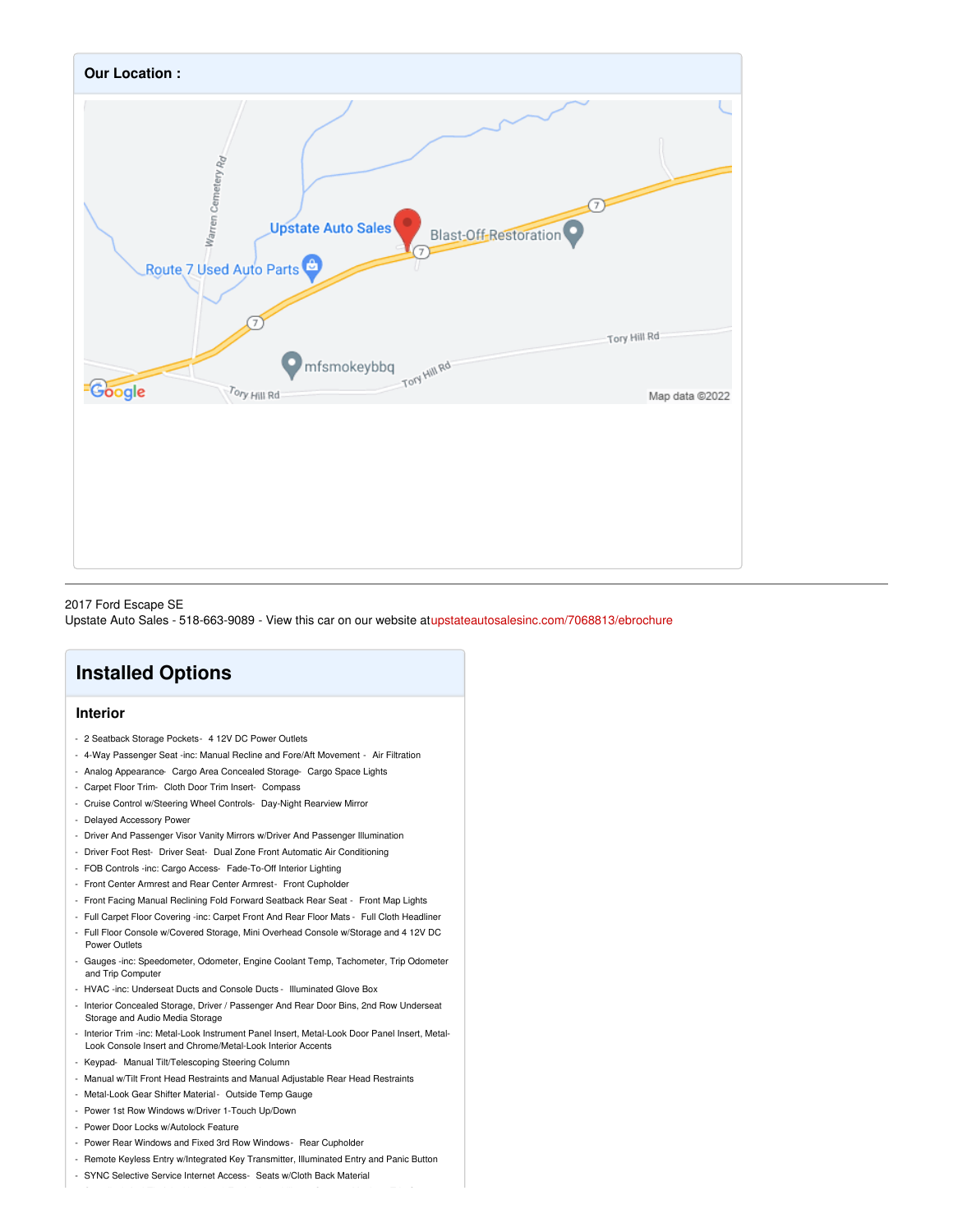**Our Location :**

2017 Ford Escape SE
Upstate Auto Sales - 518-663-9089 - View this car on our website atupstateautosalesinc.com/7068813/ebrochure

# Installed Options

## Interior

- 2 Seatback Storage Pockets- 4 12V DC Power Outlets
- 4-Way Passenger Seat -inc: Manual Recline and Fore/Aft Movement - Air Filtration
- Analog Appearance- Cargo Area Concealed Storage- Cargo Space Lights
- Carpet Floor Trim- Cloth Door Trim Insert- Compass
- Cruise Control w/Steering Wheel Controls- Day-Night Rearview Mirror
- Delayed Accessory Power
- Driver And Passenger Visor Vanity Mirrors w/Driver And Passenger Illumination
- Driver Foot Rest- Driver Seat- Dual Zone Front Automatic Air Conditioning
- FOB Controls -inc: Cargo Access- Fade-To-Off Interior Lighting
- Front Center Armrest and Rear Center Armrest- Front Cupholder
- Front Facing Manual Reclining Fold Forward Seatback Rear Seat - Front Map Lights
- Full Carpet Floor Covering -inc: Carpet Front And Rear Floor Mats - Full Cloth Headliner
- Full Floor Console w/Covered Storage, Mini Overhead Console w/Storage and 4 12V DC Power Outlets
- Gauges -inc: Speedometer, Odometer, Engine Coolant Temp, Tachometer, Trip Odometer and Trip Computer
- HVAC -inc: Underseat Ducts and Console Ducts - Illuminated Glove Box
- Interior Concealed Storage, Driver / Passenger And Rear Door Bins, 2nd Row Underseat Storage and Audio Media Storage
- Interior Trim -inc: Metal-Look Instrument Panel Insert, Metal-Look Door Panel Insert, Metal-Look Console Insert and Chrome/Metal-Look Interior Accents
- Keypad- Manual Tilt/Telescoping Steering Column
- Manual w/Tilt Front Head Restraints and Manual Adjustable Rear Head Restraints
- Metal-Look Gear Shifter Material- Outside Temp Gauge
- Power 1st Row Windows w/Driver 1-Touch Up/Down
- Power Door Locks w/Autolock Feature
- Power Rear Windows and Fixed 3rd Row Windows- Rear Cupholder
- Remote Keyless Entry w/Integrated Key Transmitter, Illuminated Entry and Panic Button
- SYNC Selective Service Internet Access- Seats w/Cloth Back Material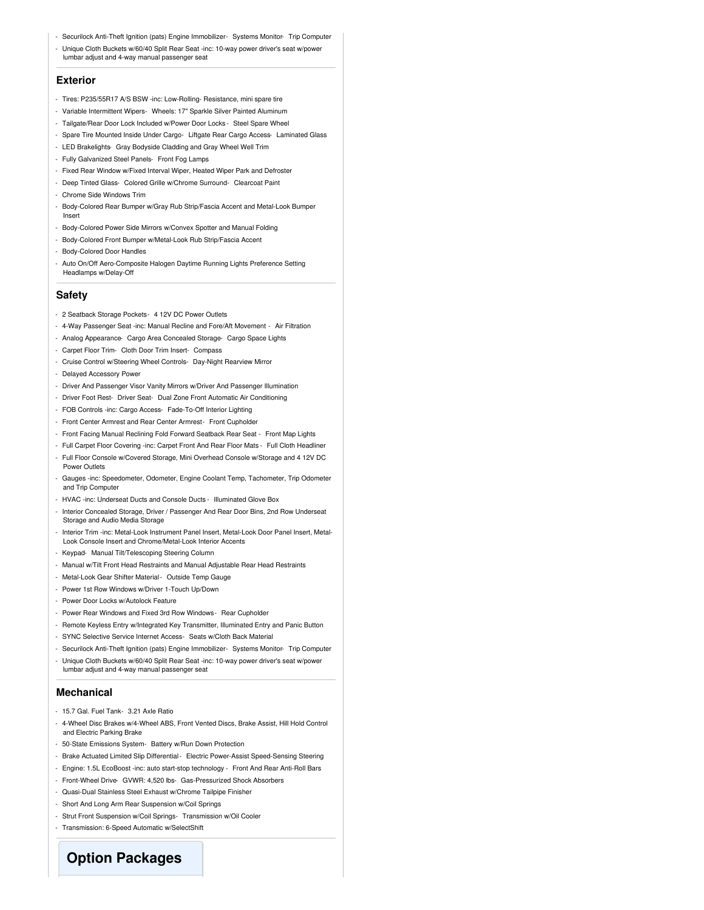- Securilock Anti-Theft Ignition (pats) Engine Immobilizer- Systems Monitor- Trip Computer
- Unique Cloth Buckets w/60/40 Split Rear Seat -inc: 10-way power driver's seat w/power lumbar adjust and 4-way manual passenger seat

## Exterior

- Tires: P235/55R17 A/S BSW -inc: Low-Rolling- Resistance, mini spare tire
- Variable Intermittent Wipers- Wheels: 17" Sparkle Silver Painted Aluminum
- Tailgate/Rear Door Lock Included w/Power Door Locks - Steel Spare Wheel
- Spare Tire Mounted Inside Under Cargo- Liftgate Rear Cargo Access- Laminated Glass
- LED Brakelights- Gray Bodyside Cladding and Gray Wheel Well Trim
- Fully Galvanized Steel Panels- Front Fog Lamps
- Fixed Rear Window w/Fixed Interval Wiper, Heated Wiper Park and Defroster
- Deep Tinted Glass- Colored Grille w/Chrome Surround- Clearcoat Paint
- Chrome Side Windows Trim
- Body-Colored Rear Bumper w/Gray Rub Strip/Fascia Accent and Metal-Look Bumper Insert
- Body-Colored Power Side Mirrors w/Convex Spotter and Manual Folding
- Body-Colored Front Bumper w/Metal-Look Rub Strip/Fascia Accent
- Body-Colored Door Handles
- Auto On/Off Aero-Composite Halogen Daytime Running Lights Preference Setting Headlamps w/Delay-Off

## Safety

- 2 Seatback Storage Pockets- 4 12V DC Power Outlets
- 4-Way Passenger Seat -inc: Manual Recline and Fore/Aft Movement - Air Filtration
- Analog Appearance- Cargo Area Concealed Storage- Cargo Space Lights
- Carpet Floor Trim- Cloth Door Trim Insert- Compass
- Cruise Control w/Steering Wheel Controls- Day-Night Rearview Mirror
- Delayed Accessory Power
- Driver And Passenger Visor Vanity Mirrors w/Driver And Passenger Illumination
- Driver Foot Rest- Driver Seat- Dual Zone Front Automatic Air Conditioning
- FOB Controls -inc: Cargo Access- Fade-To-Off Interior Lighting
- Front Center Armrest and Rear Center Armrest- Front Cupholder
- Front Facing Manual Reclining Fold Forward Seatback Rear Seat - Front Map Lights
- Full Carpet Floor Covering -inc: Carpet Front And Rear Floor Mats - Full Cloth Headliner
- Full Floor Console w/Covered Storage, Mini Overhead Console w/Storage and 4 12V DC Power Outlets
- Gauges -inc: Speedometer, Odometer, Engine Coolant Temp, Tachometer, Trip Odometer and Trip Computer
- HVAC -inc: Underseat Ducts and Console Ducts - Illuminated Glove Box
- Interior Concealed Storage, Driver / Passenger And Rear Door Bins, 2nd Row Underseat Storage and Audio Media Storage
- Interior Trim -inc: Metal-Look Instrument Panel Insert, Metal-Look Door Panel Insert, Metal-Look Console Insert and Chrome/Metal-Look Interior Accents
- Keypad- Manual Tilt/Telescoping Steering Column
- Manual w/Tilt Front Head Restraints and Manual Adjustable Rear Head Restraints
- Metal-Look Gear Shifter Material - Outside Temp Gauge
- Power 1st Row Windows w/Driver 1-Touch Up/Down
- Power Door Locks w/Autolock Feature
- Power Rear Windows and Fixed 3rd Row Windows- Rear Cupholder
- Remote Keyless Entry w/Integrated Key Transmitter, Illuminated Entry and Panic Button
- SYNC Selective Service Internet Access- Seats w/Cloth Back Material
- Securilock Anti-Theft Ignition (pats) Engine Immobilizer- Systems Monitor- Trip Computer
- Unique Cloth Buckets w/60/40 Split Rear Seat -inc: 10-way power driver's seat w/power lumbar adjust and 4-way manual passenger seat

## Mechanical

- 15.7 Gal. Fuel Tank- 3.21 Axle Ratio
- 4-Wheel Disc Brakes w/4-Wheel ABS, Front Vented Discs, Brake Assist, Hill Hold Control and Electric Parking Brake
- 50-State Emissions System- Battery w/Run Down Protection
- Brake Actuated Limited Slip Differential - Electric Power-Assist Speed-Sensing Steering
- Engine: 1.5L EcoBoost -inc: auto start-stop technology - Front And Rear Anti-Roll Bars
- Front-Wheel Drive- GVWR: 4,520 lbs- Gas-Pressurized Shock Absorbers
- Quasi-Dual Stainless Steel Exhaust w/Chrome Tailpipe Finisher
- Short And Long Arm Rear Suspension w/Coil Springs
- Strut Front Suspension w/Coil Springs- Transmission w/Oil Cooler
- Transmission: 6-Speed Automatic w/SelectShift

# Option Packages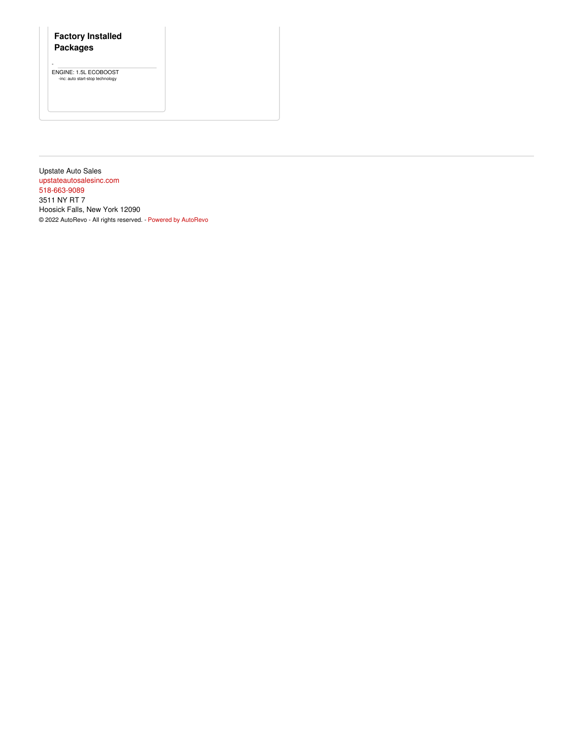### Factory Installed Packages

-

ENGINE: 1.5L ECOBOOST
-inc: auto start-stop technology

---

Upstate Auto Sales
upstateautosalesinc.com
518-663-9089
3511 NY RT 7
Hoosick Falls, New York 12090
© 2022 AutoRevo - All rights reserved. - Powered by AutoRevo